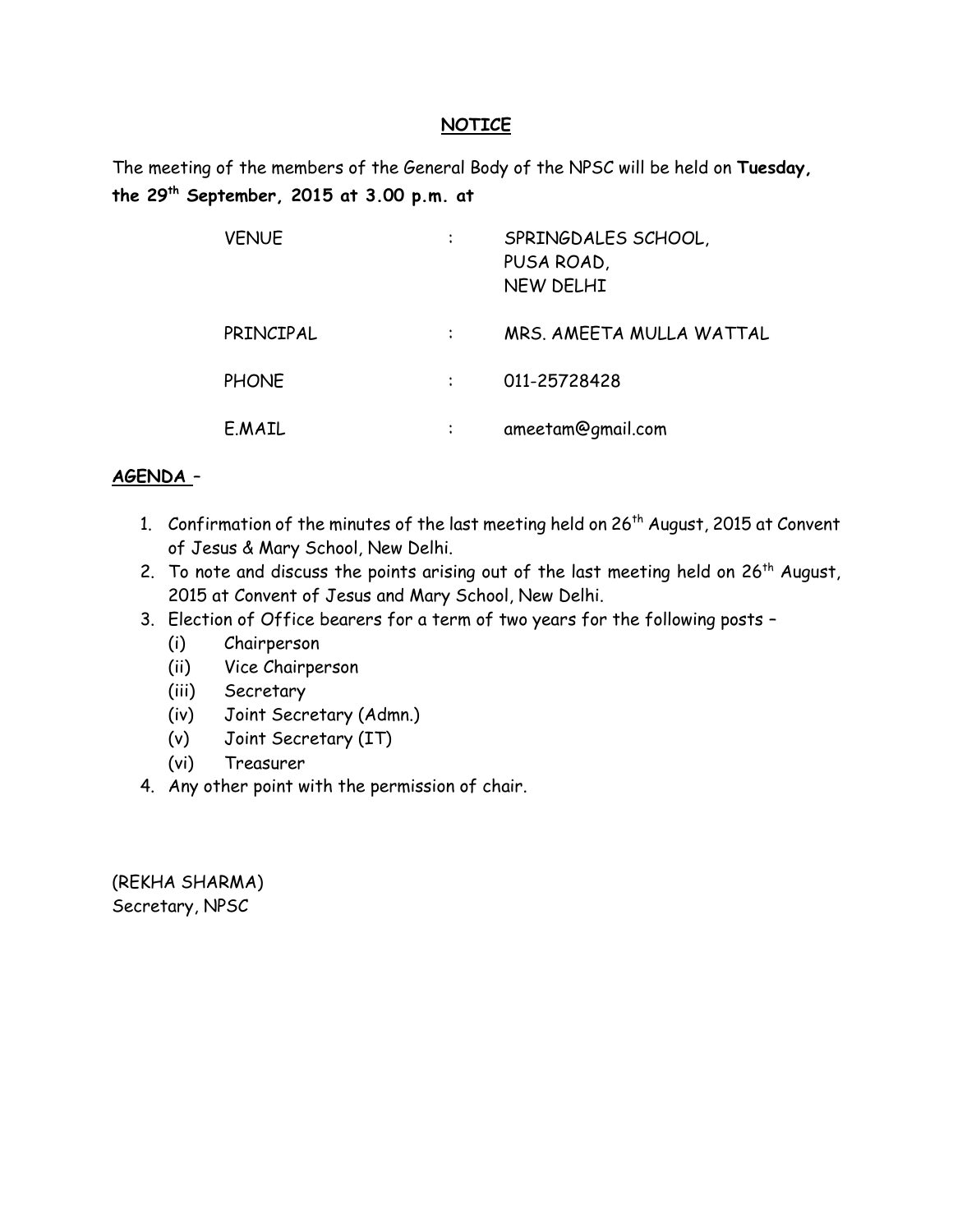## NOTICE

The meeting of the members of the General Body of the NPSC will be held on **Tuesday, the 29th September, 2015 at 3.00 p.m. at**

| | | |
|---|---|---|
| VENUE | : | SPRINGDALES SCHOOL, PUSA ROAD, NEW DELHI |
| PRINCIPAL | : | MRS. AMEETA MULLA WATTAL |
| PHONE | : | 011-25728428 |
| E.MAIL | : | ameetam@gmail.com |

**AGENDA** –

1. Confirmation of the minutes of the last meeting held on 26th August, 2015 at Convent of Jesus & Mary School, New Delhi.
2. To note and discuss the points arising out of the last meeting held on 26th August, 2015 at Convent of Jesus and Mary School, New Delhi.
3. Election of Office bearers for a term of two years for the following posts –
   - (i) Chairperson
   - (ii) Vice Chairperson
   - (iii) Secretary
   - (iv) Joint Secretary (Admn.)
   - (v) Joint Secretary (IT)
   - (vi) Treasurer
4. Any other point with the permission of chair.

(REKHA SHARMA)
Secretary, NPSC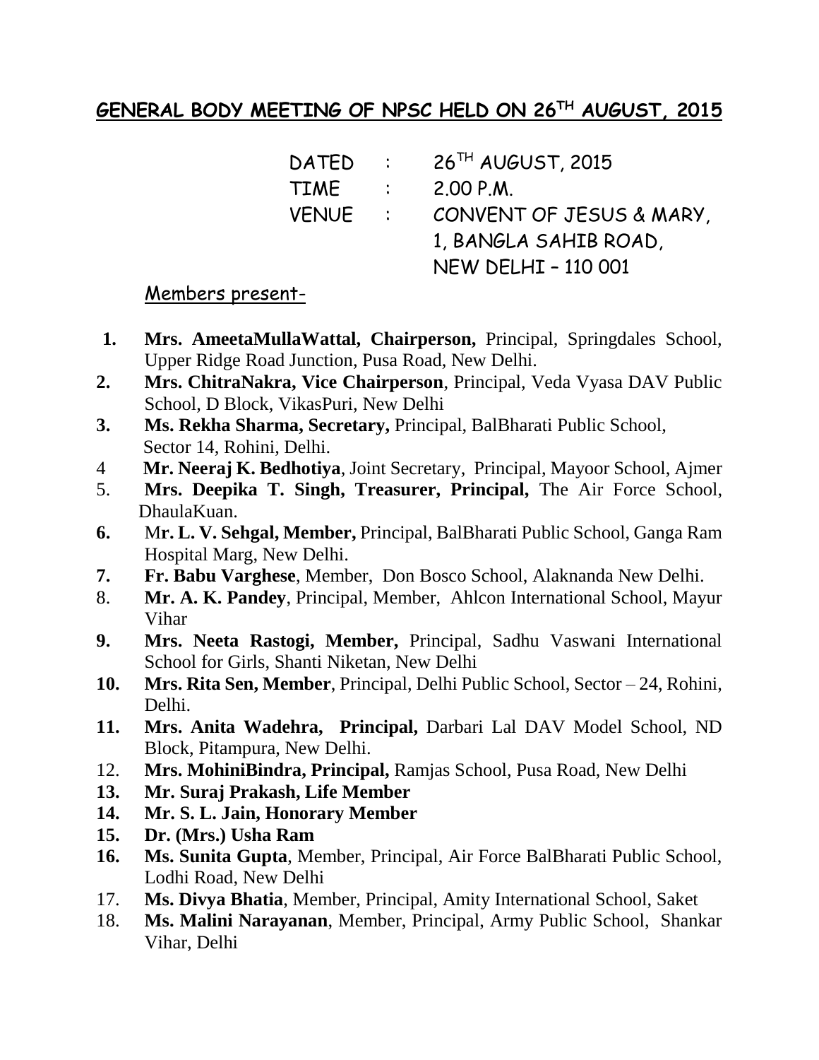## GENERAL BODY MEETING OF NPSC HELD ON 26TH AUGUST, 2015

DATED : 26TH AUGUST, 2015
TIME : 2.00 P.M.
VENUE : CONVENT OF JESUS & MARY, 1, BANGLA SAHIB ROAD, NEW DELHI – 110 001

Members present-

1. **Mrs. AmeetaMullaWattal, Chairperson,** Principal, Springdales School, Upper Ridge Road Junction, Pusa Road, New Delhi.
2. **Mrs. ChitraNakra, Vice Chairperson**, Principal, Veda Vyasa DAV Public School, D Block, VikasPuri, New Delhi
3. **Ms. Rekha Sharma, Secretary,** Principal, BalBharati Public School, Sector 14, Rohini, Delhi.
4. **Mr. Neeraj K. Bedhotiya**, Joint Secretary, Principal, Mayoor School, Ajmer
5. **Mrs. Deepika T. Singh, Treasurer, Principal,** The Air Force School, DhaulaKuan.
6. M**r. L. V. Sehgal, Member,** Principal, BalBharati Public School, Ganga Ram Hospital Marg, New Delhi.
7. **Fr. Babu Varghese**, Member, Don Bosco School, Alaknanda New Delhi.
8. **Mr. A. K. Pandey**, Principal, Member, Ahlcon International School, Mayur Vihar
9. **Mrs. Neeta Rastogi, Member,** Principal, Sadhu Vaswani International School for Girls, Shanti Niketan, New Delhi
10. **Mrs. Rita Sen, Member**, Principal, Delhi Public School, Sector – 24, Rohini, Delhi.
11. **Mrs. Anita Wadehra, Principal,** Darbari Lal DAV Model School, ND Block, Pitampura, New Delhi.
12. **Mrs. MohiniBindra, Principal,** Ramjas School, Pusa Road, New Delhi
13. **Mr. Suraj Prakash, Life Member**
14. **Mr. S. L. Jain, Honorary Member**
15. **Dr. (Mrs.) Usha Ram**
16. **Ms. Sunita Gupta**, Member, Principal, Air Force BalBharati Public School, Lodhi Road, New Delhi
17. **Ms. Divya Bhatia**, Member, Principal, Amity International School, Saket
18. **Ms. Malini Narayanan**, Member, Principal, Army Public School, Shankar Vihar, Delhi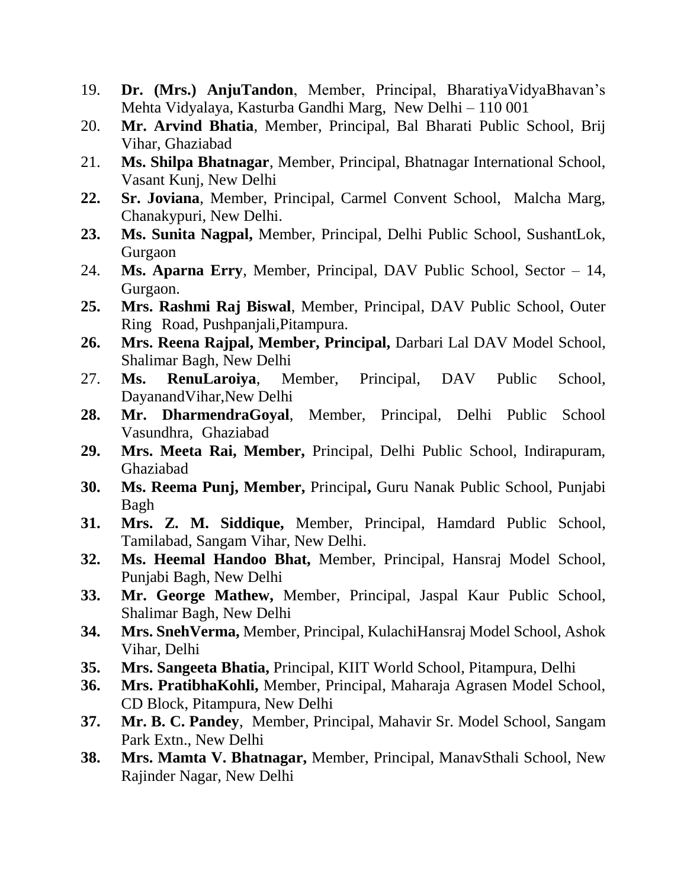19. **Dr. (Mrs.) AnjuTandon**, Member, Principal, BharatiyaVidyaBhavan's Mehta Vidyalaya, Kasturba Gandhi Marg, New Delhi – 110 001
20. **Mr. Arvind Bhatia**, Member, Principal, Bal Bharati Public School, Brij Vihar, Ghaziabad
21. **Ms. Shilpa Bhatnagar**, Member, Principal, Bhatnagar International School, Vasant Kunj, New Delhi
22. **Sr. Joviana**, Member, Principal, Carmel Convent School, Malcha Marg, Chanakypuri, New Delhi.
23. **Ms. Sunita Nagpal,** Member, Principal, Delhi Public School, SushantLok, Gurgaon
24. **Ms. Aparna Erry**, Member, Principal, DAV Public School, Sector – 14, Gurgaon.
25. **Mrs. Rashmi Raj Biswal**, Member, Principal, DAV Public School, Outer Ring Road, Pushpanjali,Pitampura.
26. **Mrs. Reena Rajpal, Member, Principal,** Darbari Lal DAV Model School, Shalimar Bagh, New Delhi
27. **Ms. RenuLaroiya**, Member, Principal, DAV Public School, DayanandVihar,New Delhi
28. **Mr. DharmendraGoyal**, Member, Principal, Delhi Public School Vasundhra, Ghaziabad
29. **Mrs. Meeta Rai, Member,** Principal, Delhi Public School, Indirapuram, Ghaziabad
30. **Ms. Reema Punj, Member,** Principal**,** Guru Nanak Public School, Punjabi Bagh
31. **Mrs. Z. M. Siddique,** Member, Principal, Hamdard Public School, Tamilabad, Sangam Vihar, New Delhi.
32. **Ms. Heemal Handoo Bhat,** Member, Principal, Hansraj Model School, Punjabi Bagh, New Delhi
33. **Mr. George Mathew,** Member, Principal, Jaspal Kaur Public School, Shalimar Bagh, New Delhi
34. **Mrs. SnehVerma,** Member, Principal, KulachiHansraj Model School, Ashok Vihar, Delhi
35. **Mrs. Sangeeta Bhatia,** Principal, KIIT World School, Pitampura, Delhi
36. **Mrs. PratibhaKohli,** Member, Principal, Maharaja Agrasen Model School, CD Block, Pitampura, New Delhi
37. **Mr. B. C. Pandey**, Member, Principal, Mahavir Sr. Model School, Sangam Park Extn., New Delhi
38. **Mrs. Mamta V. Bhatnagar,** Member, Principal, ManavSthali School, New Rajinder Nagar, New Delhi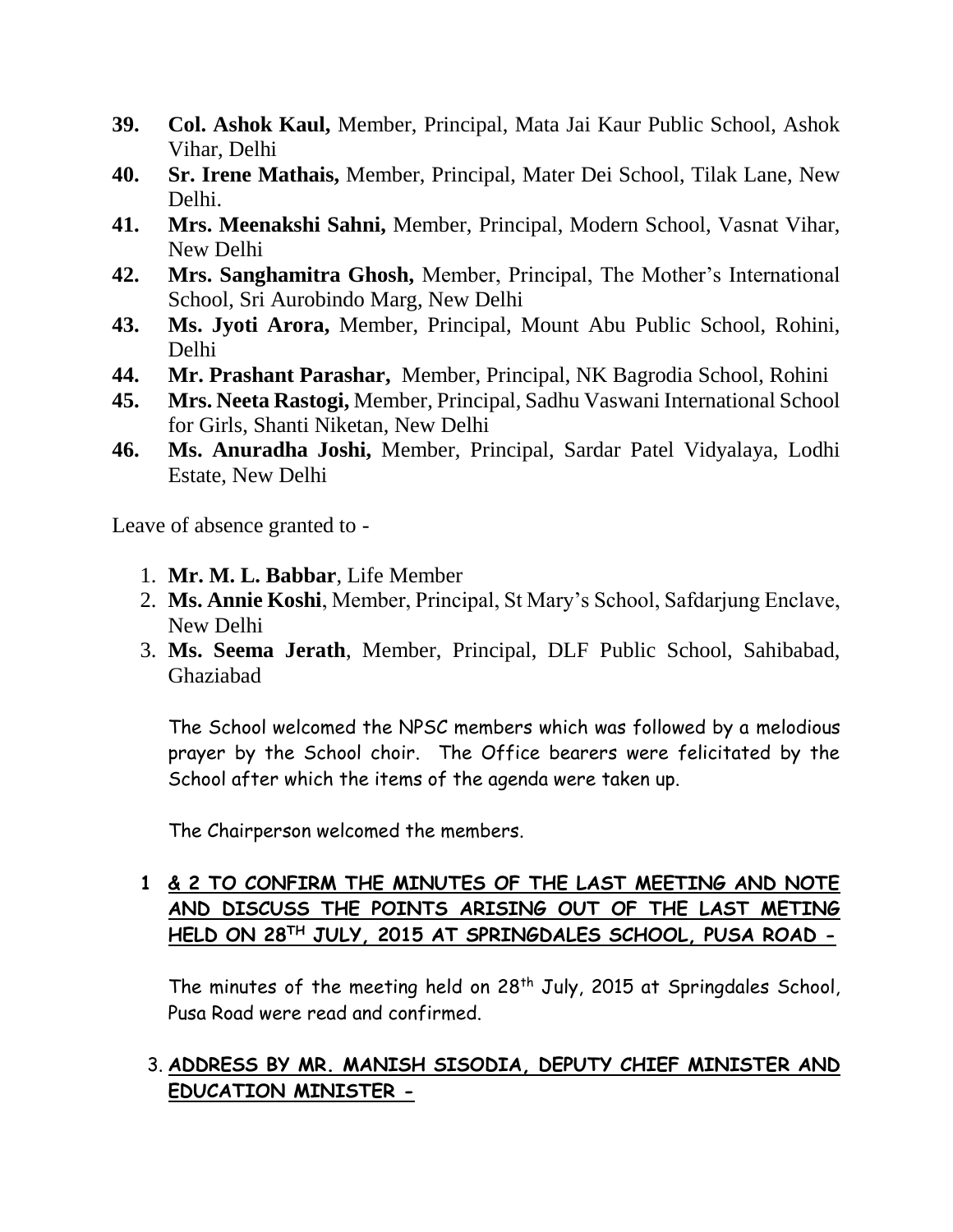39. **Col. Ashok Kaul,** Member, Principal, Mata Jai Kaur Public School, Ashok Vihar, Delhi
40. **Sr. Irene Mathais,** Member, Principal, Mater Dei School, Tilak Lane, New Delhi.
41. **Mrs. Meenakshi Sahni,** Member, Principal, Modern School, Vasnat Vihar, New Delhi
42. **Mrs. Sanghamitra Ghosh,** Member, Principal, The Mother's International School, Sri Aurobindo Marg, New Delhi
43. **Ms. Jyoti Arora,** Member, Principal, Mount Abu Public School, Rohini, Delhi
44. **Mr. Prashant Parashar,** Member, Principal, NK Bagrodia School, Rohini
45. **Mrs. Neeta Rastogi,** Member, Principal, Sadhu Vaswani International School for Girls, Shanti Niketan, New Delhi
46. **Ms. Anuradha Joshi,** Member, Principal, Sardar Patel Vidyalaya, Lodhi Estate, New Delhi

Leave of absence granted to -

1. **Mr. M. L. Babbar**, Life Member
2. **Ms. Annie Koshi**, Member, Principal, St Mary's School, Safdarjung Enclave, New Delhi
3. **Ms. Seema Jerath**, Member, Principal, DLF Public School, Sahibabad, Ghaziabad

The School welcomed the NPSC members which was followed by a melodious prayer by the School choir. The Office bearers were felicitated by the School after which the items of the agenda were taken up.

The Chairperson welcomed the members.

**1 & 2 TO CONFIRM THE MINUTES OF THE LAST MEETING AND NOTE AND DISCUSS THE POINTS ARISING OUT OF THE LAST METING HELD ON 28TH JULY, 2015 AT SPRINGDALES SCHOOL, PUSA ROAD -**

The minutes of the meeting held on 28th July, 2015 at Springdales School, Pusa Road were read and confirmed.

**3. ADDRESS BY MR. MANISH SISODIA, DEPUTY CHIEF MINISTER AND EDUCATION MINISTER -**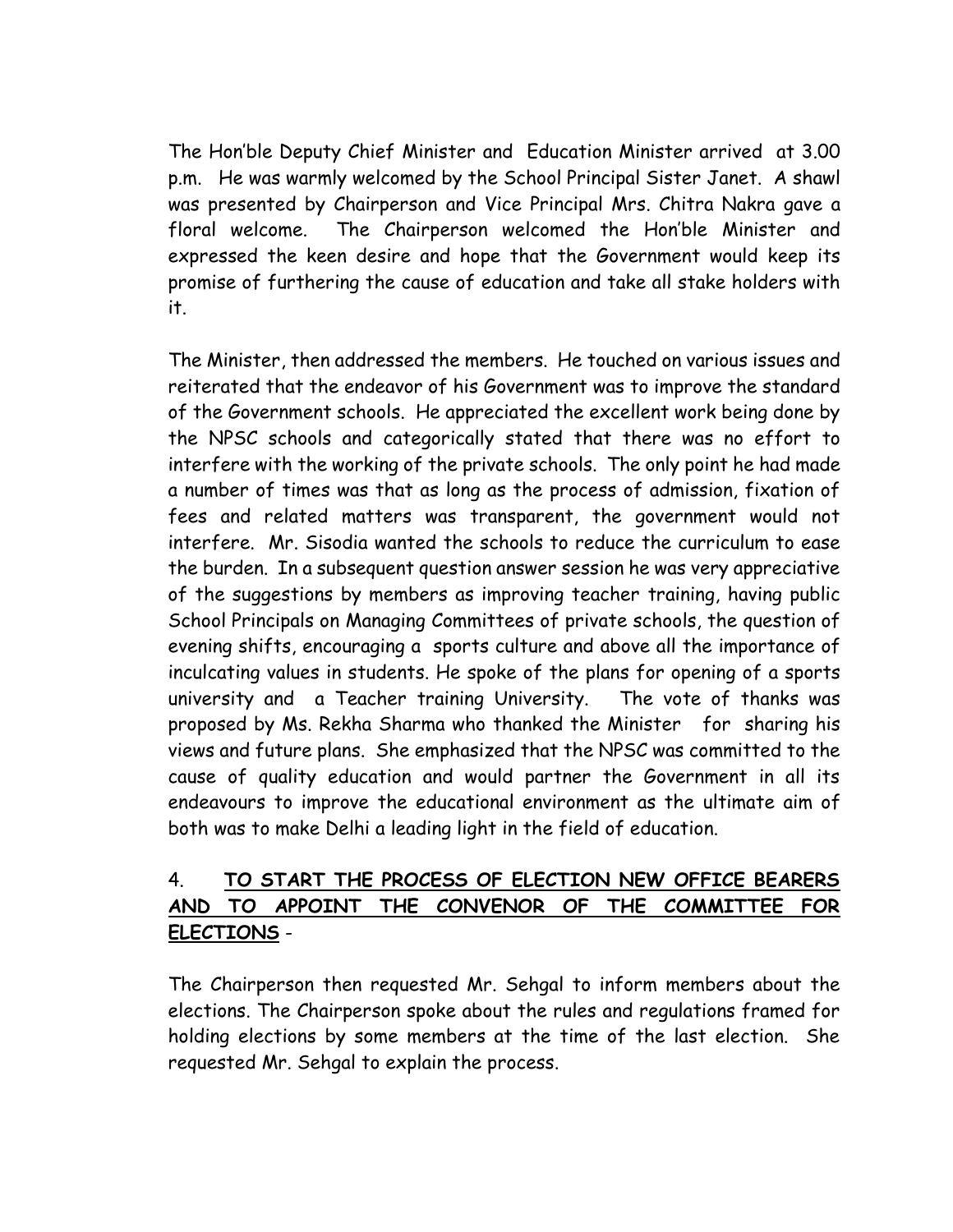The Hon'ble Deputy Chief Minister and Education Minister arrived at 3.00 p.m. He was warmly welcomed by the School Principal Sister Janet. A shawl was presented by Chairperson and Vice Principal Mrs. Chitra Nakra gave a floral welcome. The Chairperson welcomed the Hon'ble Minister and expressed the keen desire and hope that the Government would keep its promise of furthering the cause of education and take all stake holders with it.

The Minister, then addressed the members. He touched on various issues and reiterated that the endeavor of his Government was to improve the standard of the Government schools. He appreciated the excellent work being done by the NPSC schools and categorically stated that there was no effort to interfere with the working of the private schools. The only point he had made a number of times was that as long as the process of admission, fixation of fees and related matters was transparent, the government would not interfere. Mr. Sisodia wanted the schools to reduce the curriculum to ease the burden. In a subsequent question answer session he was very appreciative of the suggestions by members as improving teacher training, having public School Principals on Managing Committees of private schools, the question of evening shifts, encouraging a sports culture and above all the importance of inculcating values in students. He spoke of the plans for opening of a sports university and a Teacher training University. The vote of thanks was proposed by Ms. Rekha Sharma who thanked the Minister for sharing his views and future plans. She emphasized that the NPSC was committed to the cause of quality education and would partner the Government in all its endeavours to improve the educational environment as the ultimate aim of both was to make Delhi a leading light in the field of education.

4. **TO START THE PROCESS OF ELECTION NEW OFFICE BEARERS AND TO APPOINT THE CONVENOR OF THE COMMITTEE FOR ELECTIONS** -

The Chairperson then requested Mr. Sehgal to inform members about the elections. The Chairperson spoke about the rules and regulations framed for holding elections by some members at the time of the last election. She requested Mr. Sehgal to explain the process.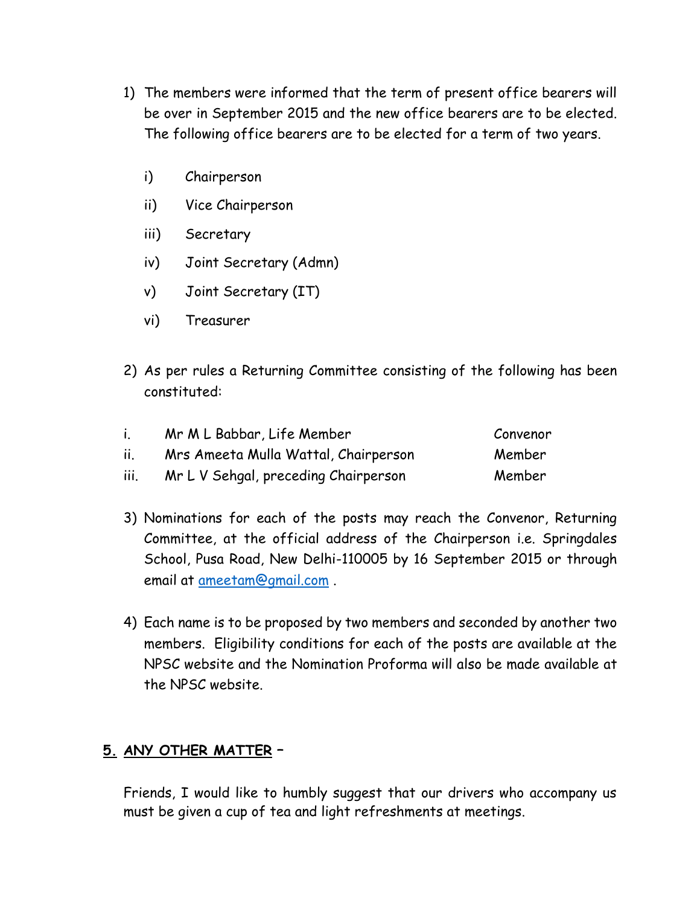1) The members were informed that the term of present office bearers will be over in September 2015 and the new office bearers are to be elected. The following office bearers are to be elected for a term of two years.

   i) Chairperson

   ii) Vice Chairperson

   iii) Secretary

   iv) Joint Secretary (Admn)

   v) Joint Secretary (IT)

   vi) Treasurer

2) As per rules a Returning Committee consisting of the following has been constituted:

| | | |
|---|---|---|
| i. | Mr M L Babbar, Life Member | Convenor |
| ii. | Mrs Ameeta Mulla Wattal, Chairperson | Member |
| iii. | Mr L V Sehgal, preceding Chairperson | Member |

3) Nominations for each of the posts may reach the Convenor, Returning Committee, at the official address of the Chairperson i.e. Springdales School, Pusa Road, New Delhi-110005 by 16 September 2015 or through email at ameetam@gmail.com .

4) Each name is to be proposed by two members and seconded by another two members. Eligibility conditions for each of the posts are available at the NPSC website and the Nomination Proforma will also be made available at the NPSC website.

## 5. ANY OTHER MATTER –

Friends, I would like to humbly suggest that our drivers who accompany us must be given a cup of tea and light refreshments at meetings.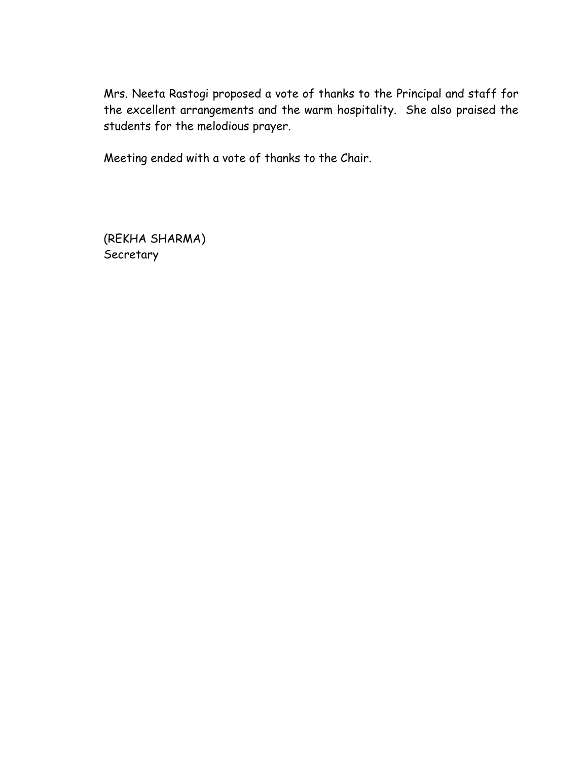Mrs. Neeta Rastogi proposed a vote of thanks to the Principal and staff for the excellent arrangements and the warm hospitality. She also praised the students for the melodious prayer.

Meeting ended with a vote of thanks to the Chair.

(REKHA SHARMA)
Secretary